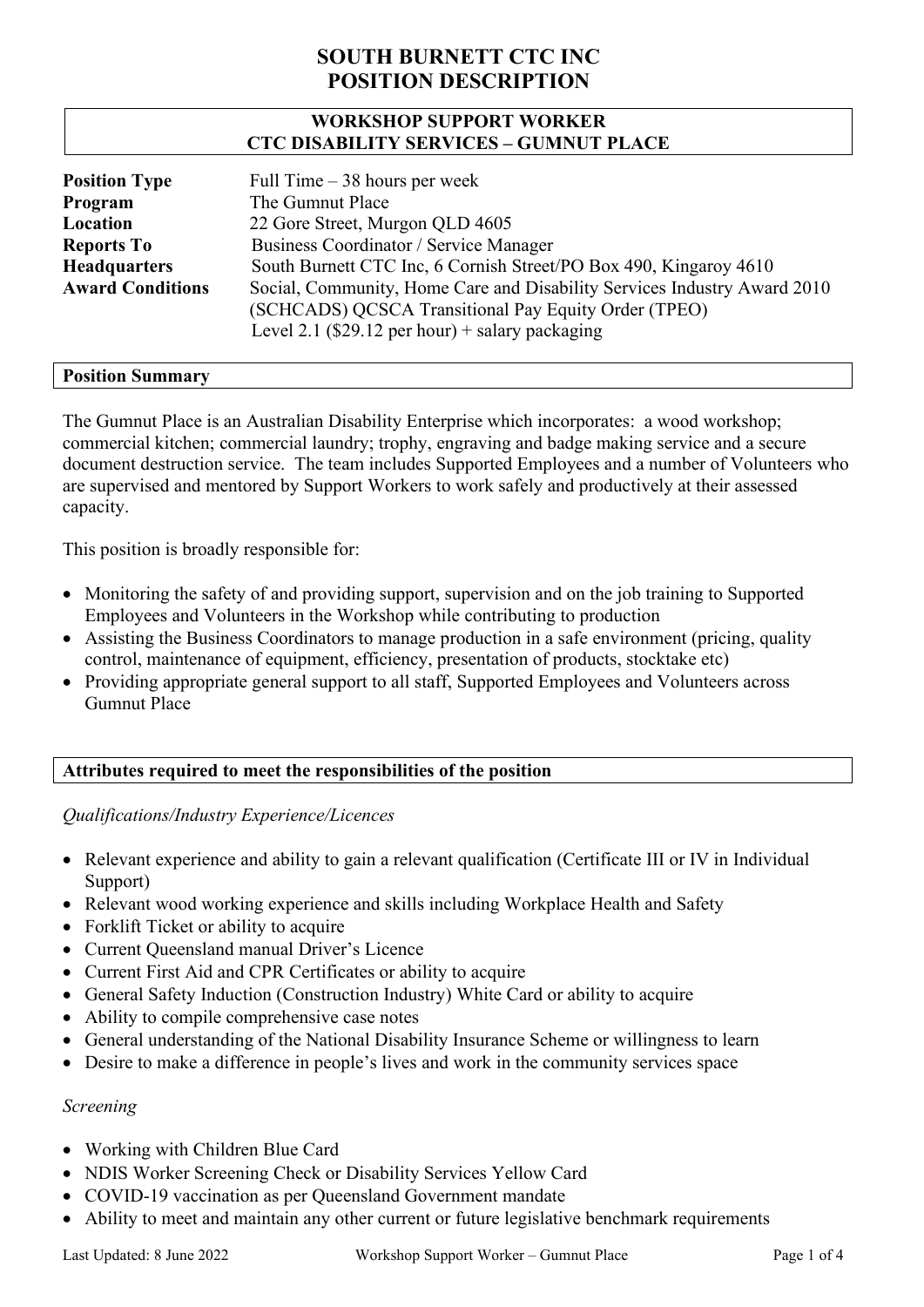# SOUTH BURNETT CTC INC
# POSITION DESCRIPTION

## WORKSHOP SUPPORT WORKER
## CTC DISABILITY SERVICES – GUMNUT PLACE

| | |
|---|---|
| **Position Type** | Full Time – 38 hours per week |
| **Program** | The Gumnut Place |
| **Location** | 22 Gore Street, Murgon QLD 4605 |
| **Reports To** | Business Coordinator / Service Manager |
| **Headquarters** | South Burnett CTC Inc, 6 Cornish Street/PO Box 490, Kingaroy 4610 |
| **Award Conditions** | Social, Community, Home Care and Disability Services Industry Award 2010 (SCHCADS) QCSCA Transitional Pay Equity Order (TPEO) Level 2.1 ($29.12 per hour) + salary packaging |

### Position Summary

The Gumnut Place is an Australian Disability Enterprise which incorporates: a wood workshop; commercial kitchen; commercial laundry; trophy, engraving and badge making service and a secure document destruction service. The team includes Supported Employees and a number of Volunteers who are supervised and mentored by Support Workers to work safely and productively at their assessed capacity.

This position is broadly responsible for:

- Monitoring the safety of and providing support, supervision and on the job training to Supported Employees and Volunteers in the Workshop while contributing to production
- Assisting the Business Coordinators to manage production in a safe environment (pricing, quality control, maintenance of equipment, efficiency, presentation of products, stocktake etc)
- Providing appropriate general support to all staff, Supported Employees and Volunteers across Gumnut Place

### Attributes required to meet the responsibilities of the position

*Qualifications/Industry Experience/Licences*

- Relevant experience and ability to gain a relevant qualification (Certificate III or IV in Individual Support)
- Relevant wood working experience and skills including Workplace Health and Safety
- Forklift Ticket or ability to acquire
- Current Queensland manual Driver's Licence
- Current First Aid and CPR Certificates or ability to acquire
- General Safety Induction (Construction Industry) White Card or ability to acquire
- Ability to compile comprehensive case notes
- General understanding of the National Disability Insurance Scheme or willingness to learn
- Desire to make a difference in people's lives and work in the community services space

*Screening*

- Working with Children Blue Card
- NDIS Worker Screening Check or Disability Services Yellow Card
- COVID-19 vaccination as per Queensland Government mandate
- Ability to meet and maintain any other current or future legislative benchmark requirements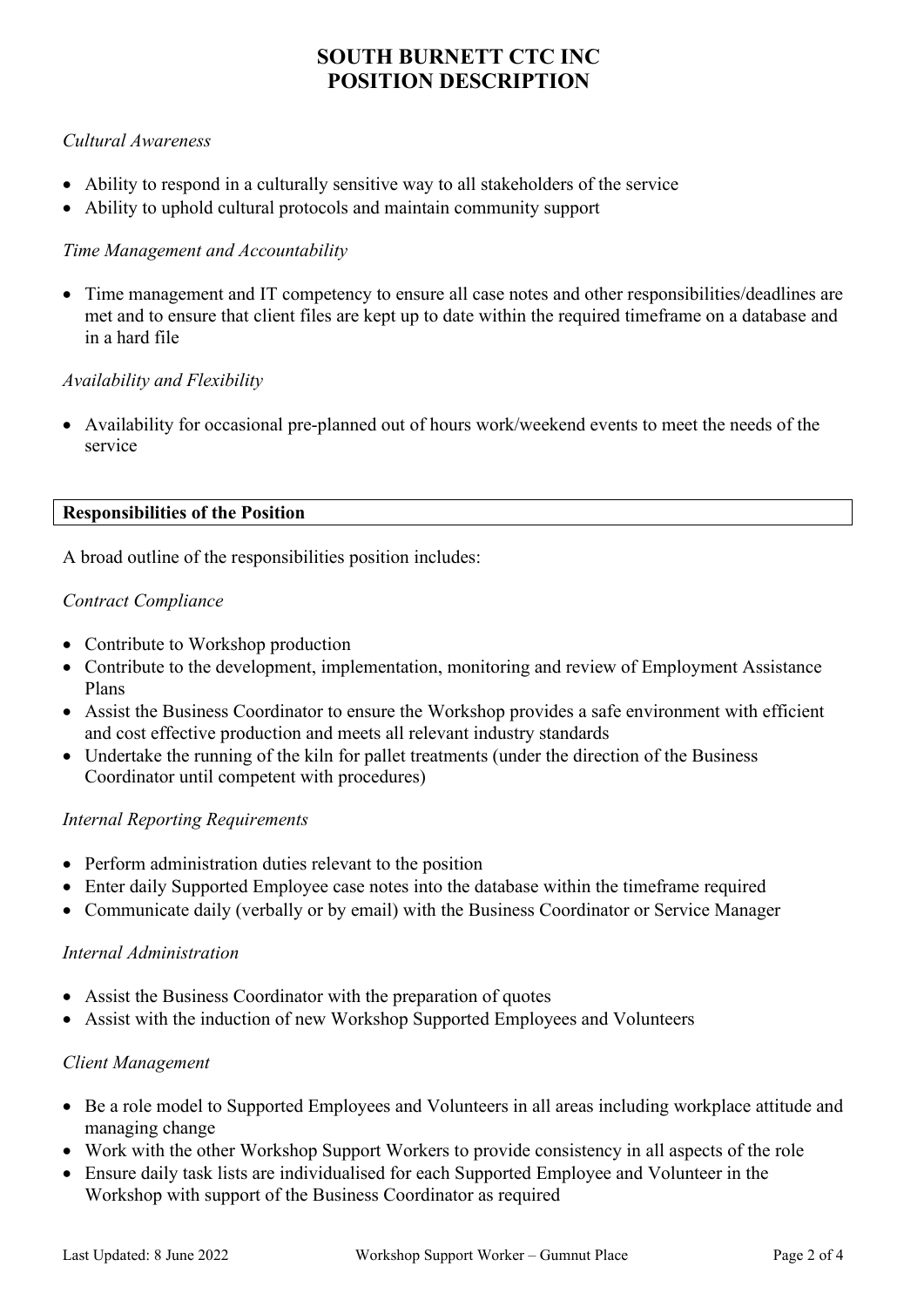*Cultural Awareness*

- Ability to respond in a culturally sensitive way to all stakeholders of the service
- Ability to uphold cultural protocols and maintain community support

*Time Management and Accountability*

- Time management and IT competency to ensure all case notes and other responsibilities/deadlines are met and to ensure that client files are kept up to date within the required timeframe on a database and in a hard file

*Availability and Flexibility*

- Availability for occasional pre-planned out of hours work/weekend events to meet the needs of the service

## Responsibilities of the Position

A broad outline of the responsibilities position includes:

*Contract Compliance*

- Contribute to Workshop production
- Contribute to the development, implementation, monitoring and review of Employment Assistance Plans
- Assist the Business Coordinator to ensure the Workshop provides a safe environment with efficient and cost effective production and meets all relevant industry standards
- Undertake the running of the kiln for pallet treatments (under the direction of the Business Coordinator until competent with procedures)

*Internal Reporting Requirements*

- Perform administration duties relevant to the position
- Enter daily Supported Employee case notes into the database within the timeframe required
- Communicate daily (verbally or by email) with the Business Coordinator or Service Manager

*Internal Administration*

- Assist the Business Coordinator with the preparation of quotes
- Assist with the induction of new Workshop Supported Employees and Volunteers

*Client Management*

- Be a role model to Supported Employees and Volunteers in all areas including workplace attitude and managing change
- Work with the other Workshop Support Workers to provide consistency in all aspects of the role
- Ensure daily task lists are individualised for each Supported Employee and Volunteer in the Workshop with support of the Business Coordinator as required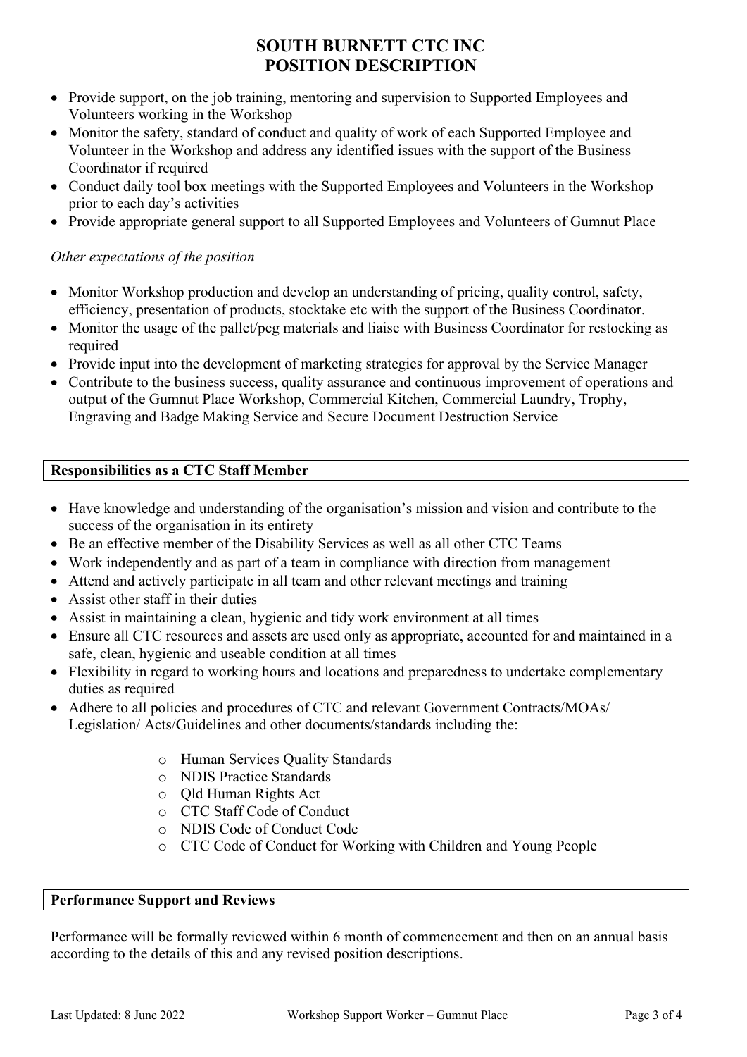- Provide support, on the job training, mentoring and supervision to Supported Employees and Volunteers working in the Workshop
- Monitor the safety, standard of conduct and quality of work of each Supported Employee and Volunteer in the Workshop and address any identified issues with the support of the Business Coordinator if required
- Conduct daily tool box meetings with the Supported Employees and Volunteers in the Workshop prior to each day's activities
- Provide appropriate general support to all Supported Employees and Volunteers of Gumnut Place

*Other expectations of the position*

- Monitor Workshop production and develop an understanding of pricing, quality control, safety, efficiency, presentation of products, stocktake etc with the support of the Business Coordinator.
- Monitor the usage of the pallet/peg materials and liaise with Business Coordinator for restocking as required
- Provide input into the development of marketing strategies for approval by the Service Manager
- Contribute to the business success, quality assurance and continuous improvement of operations and output of the Gumnut Place Workshop, Commercial Kitchen, Commercial Laundry, Trophy, Engraving and Badge Making Service and Secure Document Destruction Service

## Responsibilities as a CTC Staff Member

- Have knowledge and understanding of the organisation's mission and vision and contribute to the success of the organisation in its entirety
- Be an effective member of the Disability Services as well as all other CTC Teams
- Work independently and as part of a team in compliance with direction from management
- Attend and actively participate in all team and other relevant meetings and training
- Assist other staff in their duties
- Assist in maintaining a clean, hygienic and tidy work environment at all times
- Ensure all CTC resources and assets are used only as appropriate, accounted for and maintained in a safe, clean, hygienic and useable condition at all times
- Flexibility in regard to working hours and locations and preparedness to undertake complementary duties as required
- Adhere to all policies and procedures of CTC and relevant Government Contracts/MOAs/ Legislation/ Acts/Guidelines and other documents/standards including the:
    - Human Services Quality Standards
    - NDIS Practice Standards
    - Qld Human Rights Act
    - CTC Staff Code of Conduct
    - NDIS Code of Conduct Code
    - CTC Code of Conduct for Working with Children and Young People

## Performance Support and Reviews

Performance will be formally reviewed within 6 month of commencement and then on an annual basis according to the details of this and any revised position descriptions.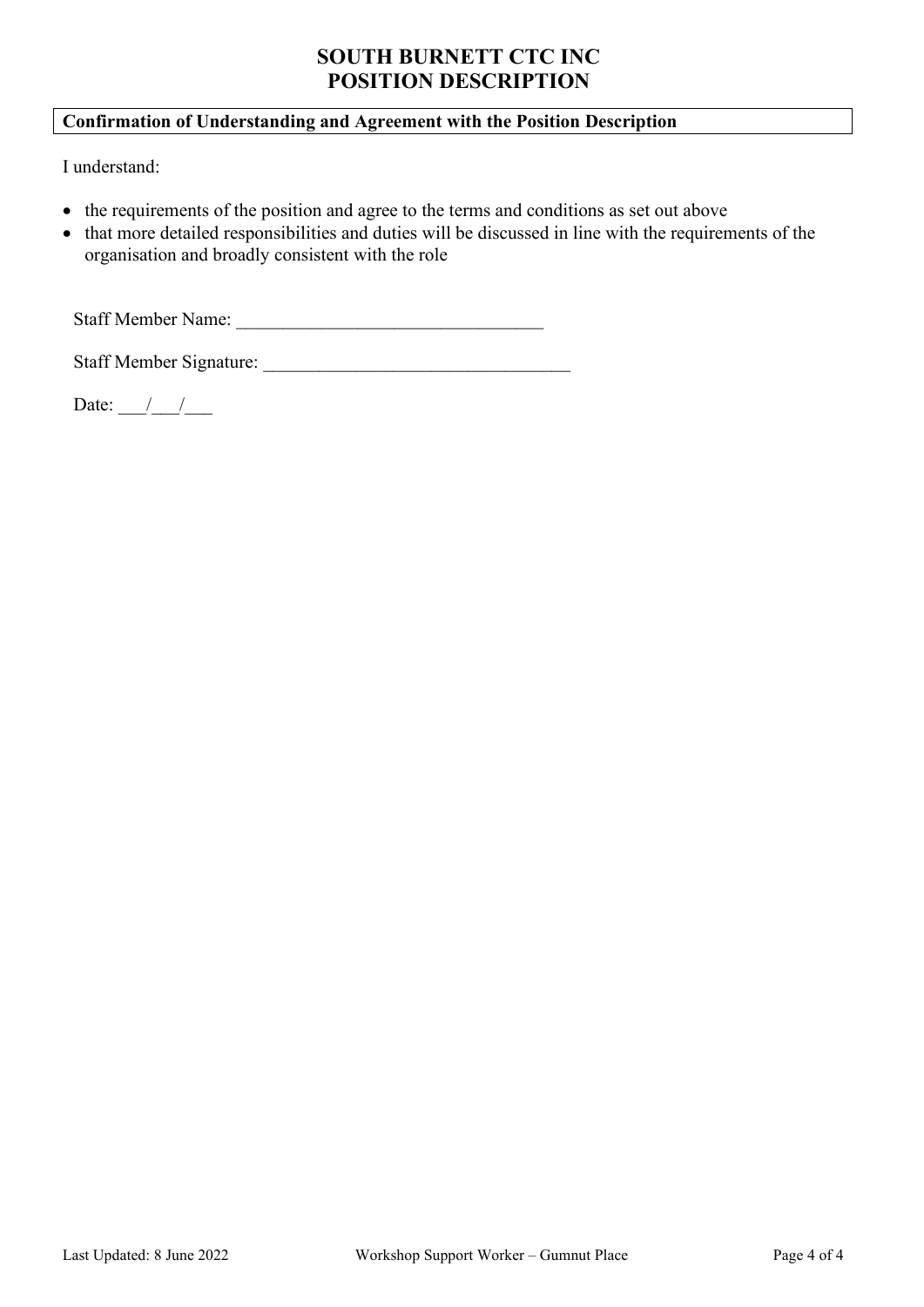# SOUTH BURNETT CTC INC
# POSITION DESCRIPTION

**Confirmation of Understanding and Agreement with the Position Description**

I understand:

- the requirements of the position and agree to the terms and conditions as set out above
- that more detailed responsibilities and duties will be discussed in line with the requirements of the organisation and broadly consistent with the role

Staff Member Name: ________________________________

Staff Member Signature: ________________________________

Date: ___/___/___